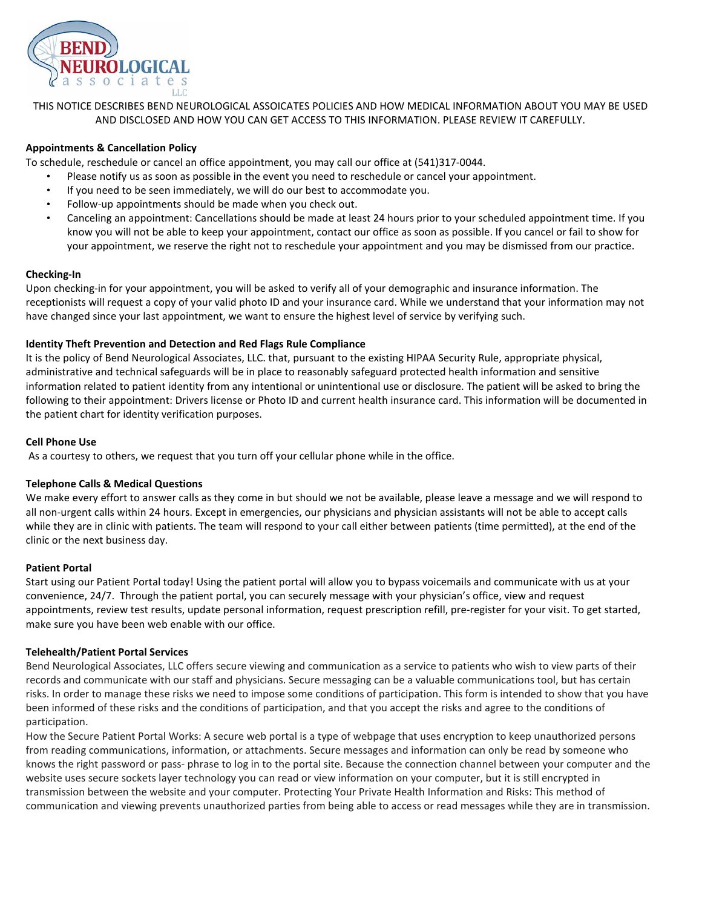THIS NOTICE DESCRIBES BEND NEUROLOGICAL ASSOICATES POLICIES AND HOW MEDICAL INFORMATION ABOUT YOU MAY BE USED AND DISCLOSED AND HOW YOU CAN GET ACCESS TO THIS INFORMATION. PLEASE REVIEW IT CAREFULLY.

**Appointments & Cancellation Policy**

To schedule, reschedule or cancel an office appointment, you may call our office at (541)317-0044.

- Please notify us as soon as possible in the event you need to reschedule or cancel your appointment.
- If you need to be seen immediately, we will do our best to accommodate you.
- Follow-up appointments should be made when you check out.
- Canceling an appointment: Cancellations should be made at least 24 hours prior to your scheduled appointment time. If you know you will not be able to keep your appointment, contact our office as soon as possible. If you cancel or fail to show for your appointment, we reserve the right not to reschedule your appointment and you may be dismissed from our practice.

**Checking-In**

Upon checking-in for your appointment, you will be asked to verify all of your demographic and insurance information. The receptionists will request a copy of your valid photo ID and your insurance card. While we understand that your information may not have changed since your last appointment, we want to ensure the highest level of service by verifying such.

**Identity Theft Prevention and Detection and Red Flags Rule Compliance**

It is the policy of Bend Neurological Associates, LLC. that, pursuant to the existing HIPAA Security Rule, appropriate physical, administrative and technical safeguards will be in place to reasonably safeguard protected health information and sensitive information related to patient identity from any intentional or unintentional use or disclosure. The patient will be asked to bring the following to their appointment: Drivers license or Photo ID and current health insurance card. This information will be documented in the patient chart for identity verification purposes.

**Cell Phone Use**

As a courtesy to others, we request that you turn off your cellular phone while in the office.

**Telephone Calls & Medical Questions**

We make every effort to answer calls as they come in but should we not be available, please leave a message and we will respond to all non-urgent calls within 24 hours. Except in emergencies, our physicians and physician assistants will not be able to accept calls while they are in clinic with patients. The team will respond to your call either between patients (time permitted), at the end of the clinic or the next business day.

**Patient Portal**

Start using our Patient Portal today! Using the patient portal will allow you to bypass voicemails and communicate with us at your convenience, 24/7. Through the patient portal, you can securely message with your physician's office, view and request appointments, review test results, update personal information, request prescription refill, pre-register for your visit. To get started, make sure you have been web enable with our office.

**Telehealth/Patient Portal Services**

Bend Neurological Associates, LLC offers secure viewing and communication as a service to patients who wish to view parts of their records and communicate with our staff and physicians. Secure messaging can be a valuable communications tool, but has certain risks. In order to manage these risks we need to impose some conditions of participation. This form is intended to show that you have been informed of these risks and the conditions of participation, and that you accept the risks and agree to the conditions of participation.

How the Secure Patient Portal Works: A secure web portal is a type of webpage that uses encryption to keep unauthorized persons from reading communications, information, or attachments. Secure messages and information can only be read by someone who knows the right password or pass- phrase to log in to the portal site. Because the connection channel between your computer and the website uses secure sockets layer technology you can read or view information on your computer, but it is still encrypted in transmission between the website and your computer. Protecting Your Private Health Information and Risks: This method of communication and viewing prevents unauthorized parties from being able to access or read messages while they are in transmission.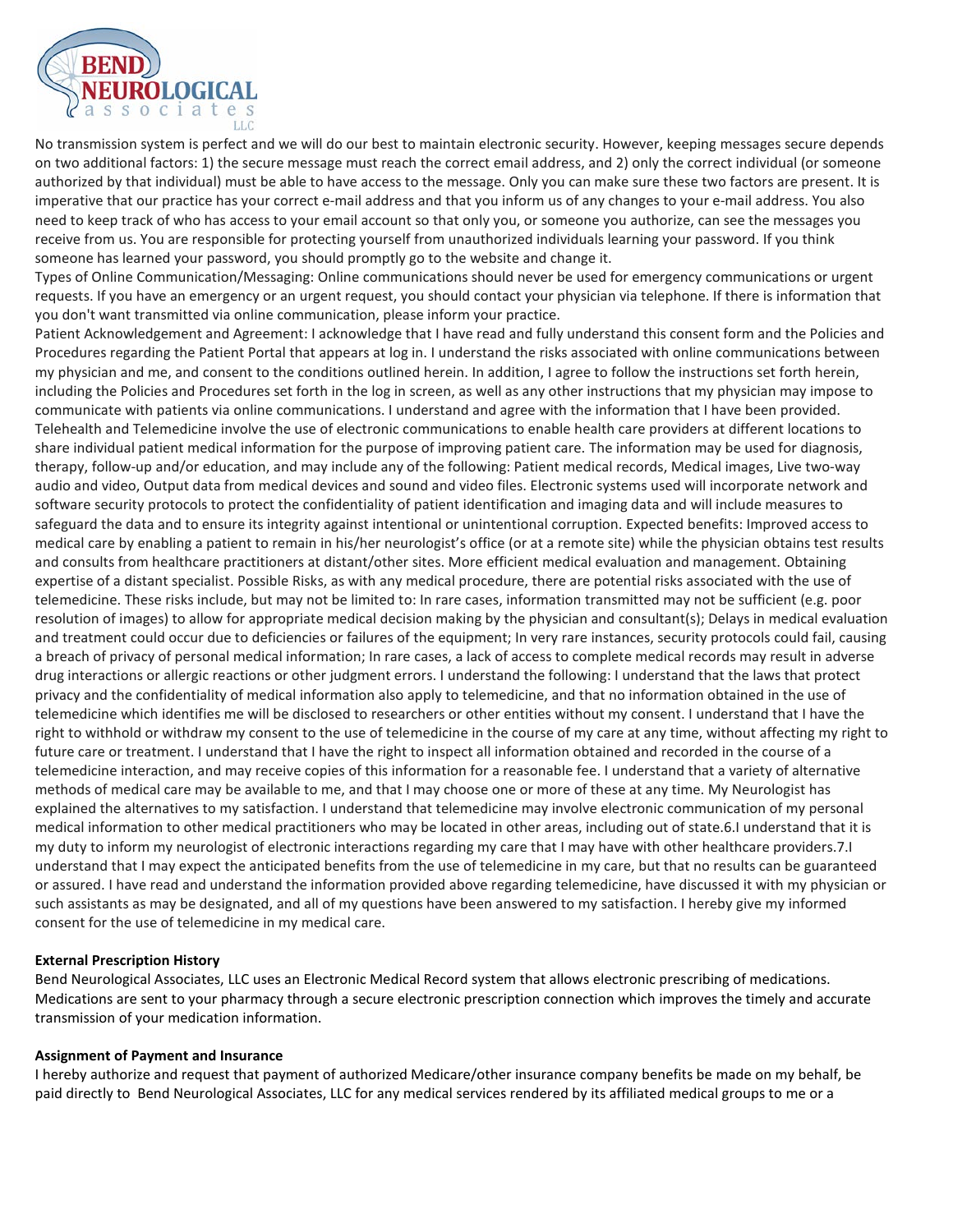No transmission system is perfect and we will do our best to maintain electronic security. However, keeping messages secure depends on two additional factors: 1) the secure message must reach the correct email address, and 2) only the correct individual (or someone authorized by that individual) must be able to have access to the message. Only you can make sure these two factors are present. It is imperative that our practice has your correct e-mail address and that you inform us of any changes to your e-mail address. You also need to keep track of who has access to your email account so that only you, or someone you authorize, can see the messages you receive from us. You are responsible for protecting yourself from unauthorized individuals learning your password. If you think someone has learned your password, you should promptly go to the website and change it.
Types of Online Communication/Messaging: Online communications should never be used for emergency communications or urgent requests. If you have an emergency or an urgent request, you should contact your physician via telephone. If there is information that you don't want transmitted via online communication, please inform your practice.
Patient Acknowledgement and Agreement: I acknowledge that I have read and fully understand this consent form and the Policies and Procedures regarding the Patient Portal that appears at log in. I understand the risks associated with online communications between my physician and me, and consent to the conditions outlined herein. In addition, I agree to follow the instructions set forth herein, including the Policies and Procedures set forth in the log in screen, as well as any other instructions that my physician may impose to communicate with patients via online communications. I understand and agree with the information that I have been provided.
Telehealth and Telemedicine involve the use of electronic communications to enable health care providers at different locations to share individual patient medical information for the purpose of improving patient care. The information may be used for diagnosis, therapy, follow-up and/or education, and may include any of the following: Patient medical records, Medical images, Live two-way audio and video, Output data from medical devices and sound and video files. Electronic systems used will incorporate network and software security protocols to protect the confidentiality of patient identification and imaging data and will include measures to safeguard the data and to ensure its integrity against intentional or unintentional corruption. Expected benefits: Improved access to medical care by enabling a patient to remain in his/her neurologist's office (or at a remote site) while the physician obtains test results and consults from healthcare practitioners at distant/other sites. More efficient medical evaluation and management. Obtaining expertise of a distant specialist. Possible Risks, as with any medical procedure, there are potential risks associated with the use of telemedicine. These risks include, but may not be limited to: In rare cases, information transmitted may not be sufficient (e.g. poor resolution of images) to allow for appropriate medical decision making by the physician and consultant(s); Delays in medical evaluation and treatment could occur due to deficiencies or failures of the equipment; In very rare instances, security protocols could fail, causing a breach of privacy of personal medical information; In rare cases, a lack of access to complete medical records may result in adverse drug interactions or allergic reactions or other judgment errors. I understand the following: I understand that the laws that protect privacy and the confidentiality of medical information also apply to telemedicine, and that no information obtained in the use of telemedicine which identifies me will be disclosed to researchers or other entities without my consent. I understand that I have the right to withhold or withdraw my consent to the use of telemedicine in the course of my care at any time, without affecting my right to future care or treatment. I understand that I have the right to inspect all information obtained and recorded in the course of a telemedicine interaction, and may receive copies of this information for a reasonable fee. I understand that a variety of alternative methods of medical care may be available to me, and that I may choose one or more of these at any time. My Neurologist has explained the alternatives to my satisfaction. I understand that telemedicine may involve electronic communication of my personal medical information to other medical practitioners who may be located in other areas, including out of state.6.I understand that it is my duty to inform my neurologist of electronic interactions regarding my care that I may have with other healthcare providers.7.I understand that I may expect the anticipated benefits from the use of telemedicine in my care, but that no results can be guaranteed or assured. I have read and understand the information provided above regarding telemedicine, have discussed it with my physician or such assistants as may be designated, and all of my questions have been answered to my satisfaction. I hereby give my informed consent for the use of telemedicine in my medical care.

**External Prescription History**

Bend Neurological Associates, LLC uses an Electronic Medical Record system that allows electronic prescribing of medications. Medications are sent to your pharmacy through a secure electronic prescription connection which improves the timely and accurate transmission of your medication information.

**Assignment of Payment and Insurance**

I hereby authorize and request that payment of authorized Medicare/other insurance company benefits be made on my behalf, be paid directly to Bend Neurological Associates, LLC for any medical services rendered by its affiliated medical groups to me or a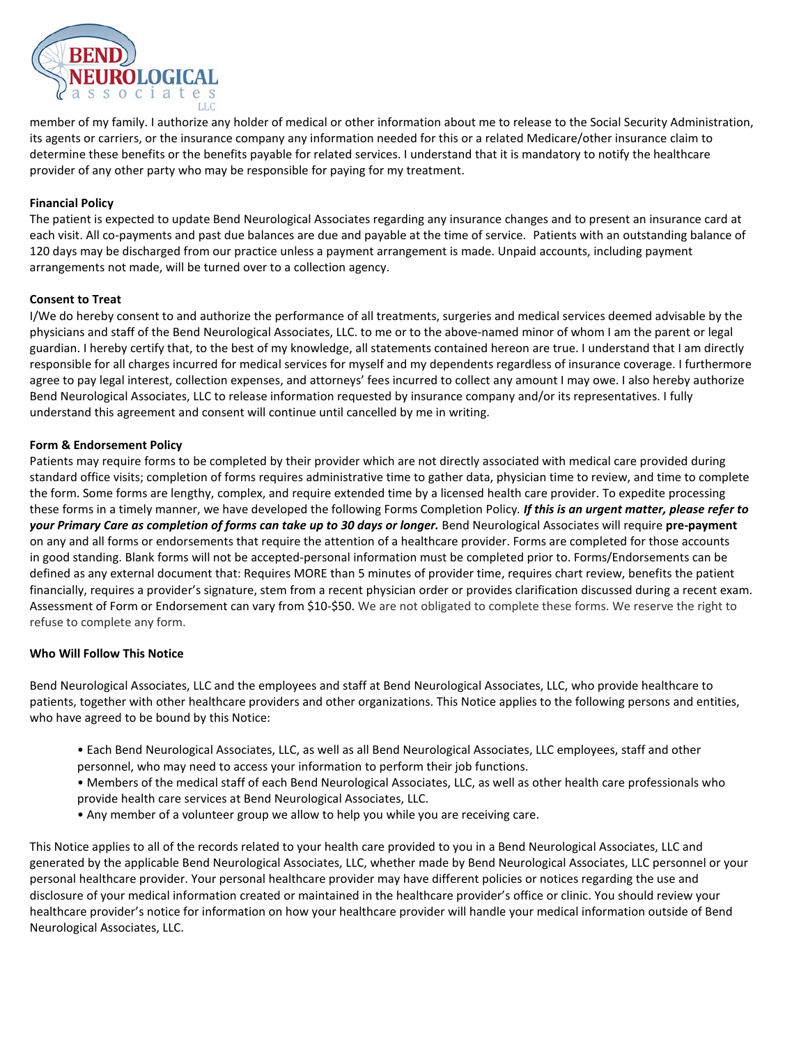member of my family. I authorize any holder of medical or other information about me to release to the Social Security Administration, its agents or carriers, or the insurance company any information needed for this or a related Medicare/other insurance claim to determine these benefits or the benefits payable for related services. I understand that it is mandatory to notify the healthcare provider of any other party who may be responsible for paying for my treatment.

**Financial Policy**

The patient is expected to update Bend Neurological Associates regarding any insurance changes and to present an insurance card at each visit. All co-payments and past due balances are due and payable at the time of service. Patients with an outstanding balance of 120 days may be discharged from our practice unless a payment arrangement is made. Unpaid accounts, including payment arrangements not made, will be turned over to a collection agency.

**Consent to Treat**

I/We do hereby consent to and authorize the performance of all treatments, surgeries and medical services deemed advisable by the physicians and staff of the Bend Neurological Associates, LLC. to me or to the above-named minor of whom I am the parent or legal guardian. I hereby certify that, to the best of my knowledge, all statements contained hereon are true. I understand that I am directly responsible for all charges incurred for medical services for myself and my dependents regardless of insurance coverage. I furthermore agree to pay legal interest, collection expenses, and attorneys' fees incurred to collect any amount I may owe. I also hereby authorize Bend Neurological Associates, LLC to release information requested by insurance company and/or its representatives. I fully understand this agreement and consent will continue until cancelled by me in writing.

**Form & Endorsement Policy**

Patients may require forms to be completed by their provider which are not directly associated with medical care provided during standard office visits; completion of forms requires administrative time to gather data, physician time to review, and time to complete the form. Some forms are lengthy, complex, and require extended time by a licensed health care provider. To expedite processing these forms in a timely manner, we have developed the following Forms Completion Policy. ***If this is an urgent matter, please refer to your Primary Care as completion of forms can take up to 30 days or longer.*** Bend Neurological Associates will require **pre-payment** on any and all forms or endorsements that require the attention of a healthcare provider. Forms are completed for those accounts in good standing. Blank forms will not be accepted-personal information must be completed prior to. Forms/Endorsements can be defined as any external document that: Requires MORE than 5 minutes of provider time, requires chart review, benefits the patient financially, requires a provider's signature, stem from a recent physician order or provides clarification discussed during a recent exam. Assessment of Form or Endorsement can vary from $10-$50. We are not obligated to complete these forms. We reserve the right to refuse to complete any form.

**Who Will Follow This Notice**

Bend Neurological Associates, LLC and the employees and staff at Bend Neurological Associates, LLC, who provide healthcare to patients, together with other healthcare providers and other organizations. This Notice applies to the following persons and entities, who have agreed to be bound by this Notice:

- Each Bend Neurological Associates, LLC, as well as all Bend Neurological Associates, LLC employees, staff and other personnel, who may need to access your information to perform their job functions.
- Members of the medical staff of each Bend Neurological Associates, LLC, as well as other health care professionals who provide health care services at Bend Neurological Associates, LLC.
- Any member of a volunteer group we allow to help you while you are receiving care.

This Notice applies to all of the records related to your health care provided to you in a Bend Neurological Associates, LLC and generated by the applicable Bend Neurological Associates, LLC, whether made by Bend Neurological Associates, LLC personnel or your personal healthcare provider. Your personal healthcare provider may have different policies or notices regarding the use and disclosure of your medical information created or maintained in the healthcare provider's office or clinic. You should review your healthcare provider's notice for information on how your healthcare provider will handle your medical information outside of Bend Neurological Associates, LLC.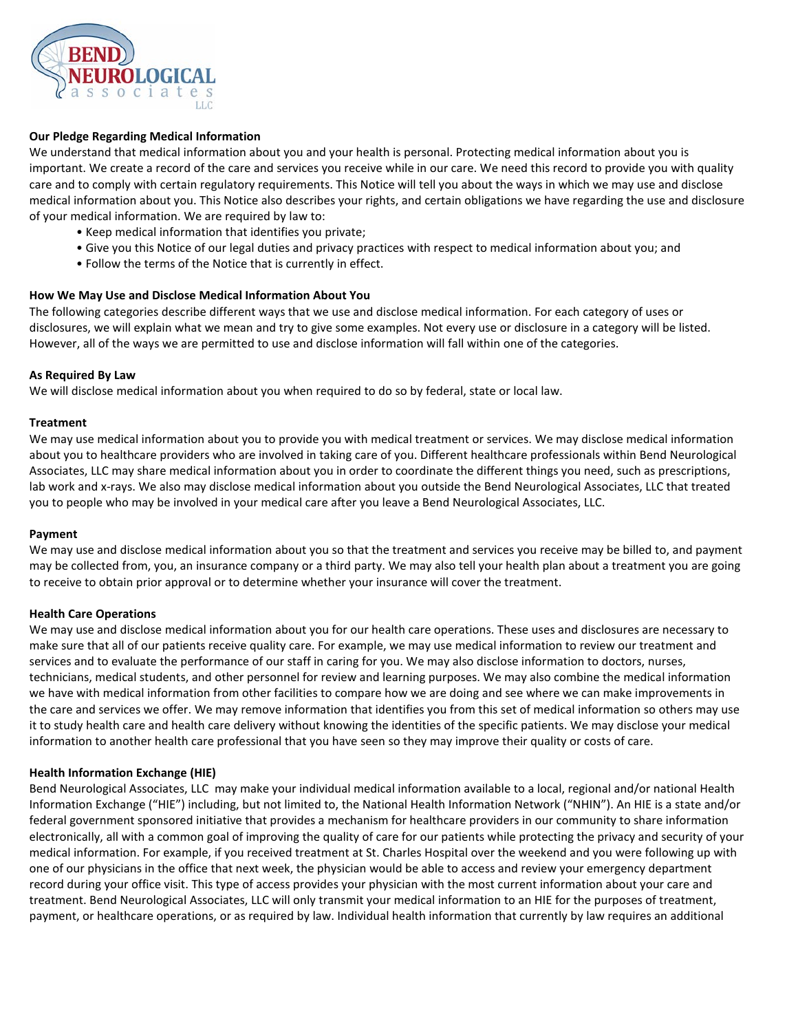**Our Pledge Regarding Medical Information**

We understand that medical information about you and your health is personal. Protecting medical information about you is important. We create a record of the care and services you receive while in our care. We need this record to provide you with quality care and to comply with certain regulatory requirements. This Notice will tell you about the ways in which we may use and disclose medical information about you. This Notice also describes your rights, and certain obligations we have regarding the use and disclosure of your medical information. We are required by law to:

- Keep medical information that identifies you private;
- Give you this Notice of our legal duties and privacy practices with respect to medical information about you; and
- Follow the terms of the Notice that is currently in effect.

**How We May Use and Disclose Medical Information About You**

The following categories describe different ways that we use and disclose medical information. For each category of uses or disclosures, we will explain what we mean and try to give some examples. Not every use or disclosure in a category will be listed. However, all of the ways we are permitted to use and disclose information will fall within one of the categories.

**As Required By Law**

We will disclose medical information about you when required to do so by federal, state or local law.

**Treatment**

We may use medical information about you to provide you with medical treatment or services. We may disclose medical information about you to healthcare providers who are involved in taking care of you. Different healthcare professionals within Bend Neurological Associates, LLC may share medical information about you in order to coordinate the different things you need, such as prescriptions, lab work and x-rays. We also may disclose medical information about you outside the Bend Neurological Associates, LLC that treated you to people who may be involved in your medical care after you leave a Bend Neurological Associates, LLC.

**Payment**

We may use and disclose medical information about you so that the treatment and services you receive may be billed to, and payment may be collected from, you, an insurance company or a third party. We may also tell your health plan about a treatment you are going to receive to obtain prior approval or to determine whether your insurance will cover the treatment.

**Health Care Operations**

We may use and disclose medical information about you for our health care operations. These uses and disclosures are necessary to make sure that all of our patients receive quality care. For example, we may use medical information to review our treatment and services and to evaluate the performance of our staff in caring for you. We may also disclose information to doctors, nurses, technicians, medical students, and other personnel for review and learning purposes. We may also combine the medical information we have with medical information from other facilities to compare how we are doing and see where we can make improvements in the care and services we offer. We may remove information that identifies you from this set of medical information so others may use it to study health care and health care delivery without knowing the identities of the specific patients. We may disclose your medical information to another health care professional that you have seen so they may improve their quality or costs of care.

**Health Information Exchange (HIE)**

Bend Neurological Associates, LLC may make your individual medical information available to a local, regional and/or national Health Information Exchange ("HIE") including, but not limited to, the National Health Information Network ("NHIN"). An HIE is a state and/or federal government sponsored initiative that provides a mechanism for healthcare providers in our community to share information electronically, all with a common goal of improving the quality of care for our patients while protecting the privacy and security of your medical information. For example, if you received treatment at St. Charles Hospital over the weekend and you were following up with one of our physicians in the office that next week, the physician would be able to access and review your emergency department record during your office visit. This type of access provides your physician with the most current information about your care and treatment. Bend Neurological Associates, LLC will only transmit your medical information to an HIE for the purposes of treatment, payment, or healthcare operations, or as required by law. Individual health information that currently by law requires an additional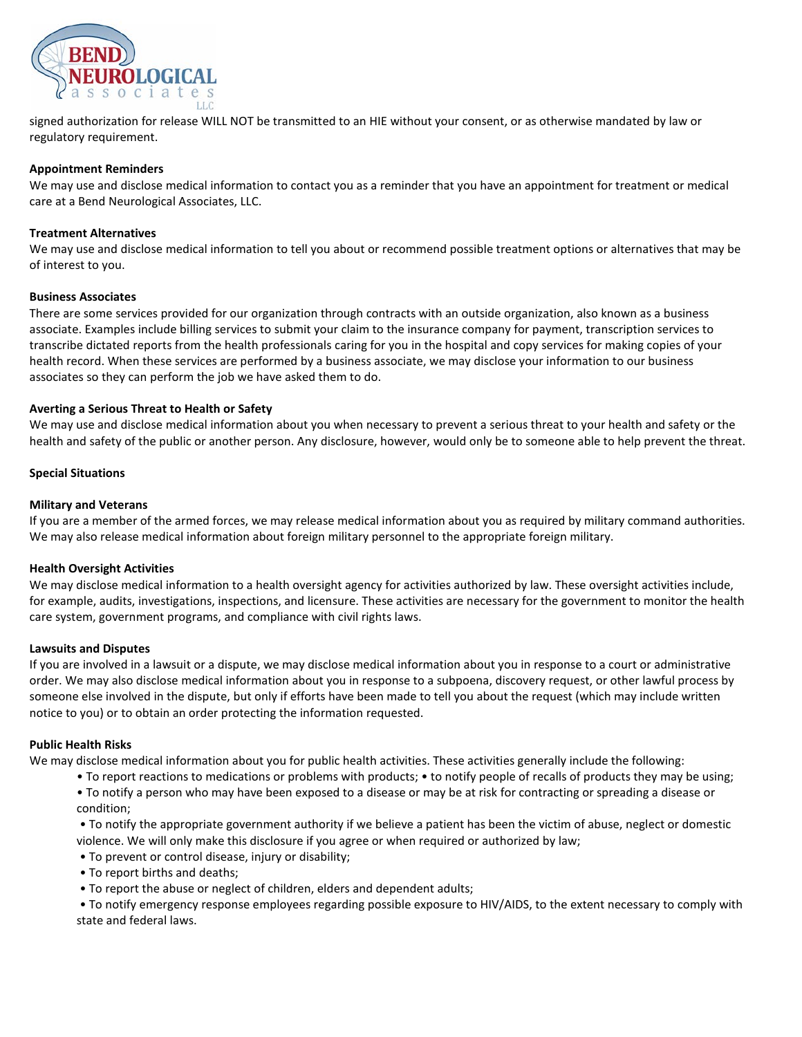signed authorization for release WILL NOT be transmitted to an HIE without your consent, or as otherwise mandated by law or regulatory requirement.

**Appointment Reminders**

We may use and disclose medical information to contact you as a reminder that you have an appointment for treatment or medical care at a Bend Neurological Associates, LLC.

**Treatment Alternatives**

We may use and disclose medical information to tell you about or recommend possible treatment options or alternatives that may be of interest to you.

**Business Associates**

There are some services provided for our organization through contracts with an outside organization, also known as a business associate. Examples include billing services to submit your claim to the insurance company for payment, transcription services to transcribe dictated reports from the health professionals caring for you in the hospital and copy services for making copies of your health record. When these services are performed by a business associate, we may disclose your information to our business associates so they can perform the job we have asked them to do.

**Averting a Serious Threat to Health or Safety**

We may use and disclose medical information about you when necessary to prevent a serious threat to your health and safety or the health and safety of the public or another person. Any disclosure, however, would only be to someone able to help prevent the threat.

**Special Situations**

**Military and Veterans**

If you are a member of the armed forces, we may release medical information about you as required by military command authorities. We may also release medical information about foreign military personnel to the appropriate foreign military.

**Health Oversight Activities**

We may disclose medical information to a health oversight agency for activities authorized by law. These oversight activities include, for example, audits, investigations, inspections, and licensure. These activities are necessary for the government to monitor the health care system, government programs, and compliance with civil rights laws.

**Lawsuits and Disputes**

If you are involved in a lawsuit or a dispute, we may disclose medical information about you in response to a court or administrative order. We may also disclose medical information about you in response to a subpoena, discovery request, or other lawful process by someone else involved in the dispute, but only if efforts have been made to tell you about the request (which may include written notice to you) or to obtain an order protecting the information requested.

**Public Health Risks**

We may disclose medical information about you for public health activities. These activities generally include the following:

- To report reactions to medications or problems with products; • to notify people of recalls of products they may be using;
- To notify a person who may have been exposed to a disease or may be at risk for contracting or spreading a disease or condition;
- To notify the appropriate government authority if we believe a patient has been the victim of abuse, neglect or domestic violence. We will only make this disclosure if you agree or when required or authorized by law;
- To prevent or control disease, injury or disability;
- To report births and deaths;
- To report the abuse or neglect of children, elders and dependent adults;
- To notify emergency response employees regarding possible exposure to HIV/AIDS, to the extent necessary to comply with state and federal laws.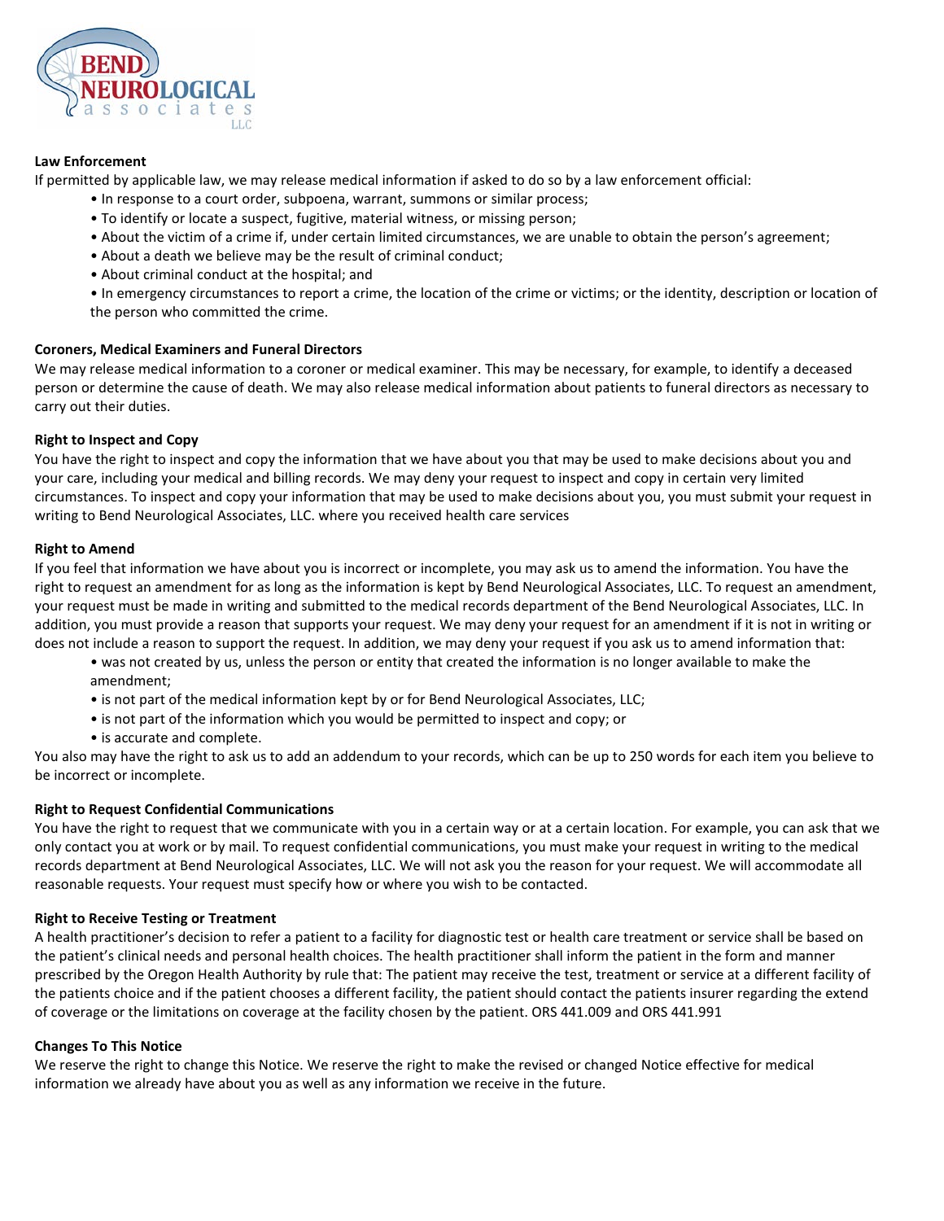**Law Enforcement**

If permitted by applicable law, we may release medical information if asked to do so by a law enforcement official:

- In response to a court order, subpoena, warrant, summons or similar process;
- To identify or locate a suspect, fugitive, material witness, or missing person;
- About the victim of a crime if, under certain limited circumstances, we are unable to obtain the person's agreement;
- About a death we believe may be the result of criminal conduct;
- About criminal conduct at the hospital; and
- In emergency circumstances to report a crime, the location of the crime or victims; or the identity, description or location of the person who committed the crime.

**Coroners, Medical Examiners and Funeral Directors**

We may release medical information to a coroner or medical examiner. This may be necessary, for example, to identify a deceased person or determine the cause of death. We may also release medical information about patients to funeral directors as necessary to carry out their duties.

**Right to Inspect and Copy**

You have the right to inspect and copy the information that we have about you that may be used to make decisions about you and your care, including your medical and billing records. We may deny your request to inspect and copy in certain very limited circumstances. To inspect and copy your information that may be used to make decisions about you, you must submit your request in writing to Bend Neurological Associates, LLC. where you received health care services

**Right to Amend**

If you feel that information we have about you is incorrect or incomplete, you may ask us to amend the information. You have the right to request an amendment for as long as the information is kept by Bend Neurological Associates, LLC. To request an amendment, your request must be made in writing and submitted to the medical records department of the Bend Neurological Associates, LLC. In addition, you must provide a reason that supports your request. We may deny your request for an amendment if it is not in writing or does not include a reason to support the request. In addition, we may deny your request if you ask us to amend information that:

- was not created by us, unless the person or entity that created the information is no longer available to make the amendment;
- is not part of the medical information kept by or for Bend Neurological Associates, LLC;
- is not part of the information which you would be permitted to inspect and copy; or
- is accurate and complete.

You also may have the right to ask us to add an addendum to your records, which can be up to 250 words for each item you believe to be incorrect or incomplete.

**Right to Request Confidential Communications**

You have the right to request that we communicate with you in a certain way or at a certain location. For example, you can ask that we only contact you at work or by mail. To request confidential communications, you must make your request in writing to the medical records department at Bend Neurological Associates, LLC. We will not ask you the reason for your request. We will accommodate all reasonable requests. Your request must specify how or where you wish to be contacted.

**Right to Receive Testing or Treatment**

A health practitioner's decision to refer a patient to a facility for diagnostic test or health care treatment or service shall be based on the patient's clinical needs and personal health choices. The health practitioner shall inform the patient in the form and manner prescribed by the Oregon Health Authority by rule that: The patient may receive the test, treatment or service at a different facility of the patients choice and if the patient chooses a different facility, the patient should contact the patients insurer regarding the extend of coverage or the limitations on coverage at the facility chosen by the patient. ORS 441.009 and ORS 441.991

**Changes To This Notice**

We reserve the right to change this Notice. We reserve the right to make the revised or changed Notice effective for medical information we already have about you as well as any information we receive in the future.